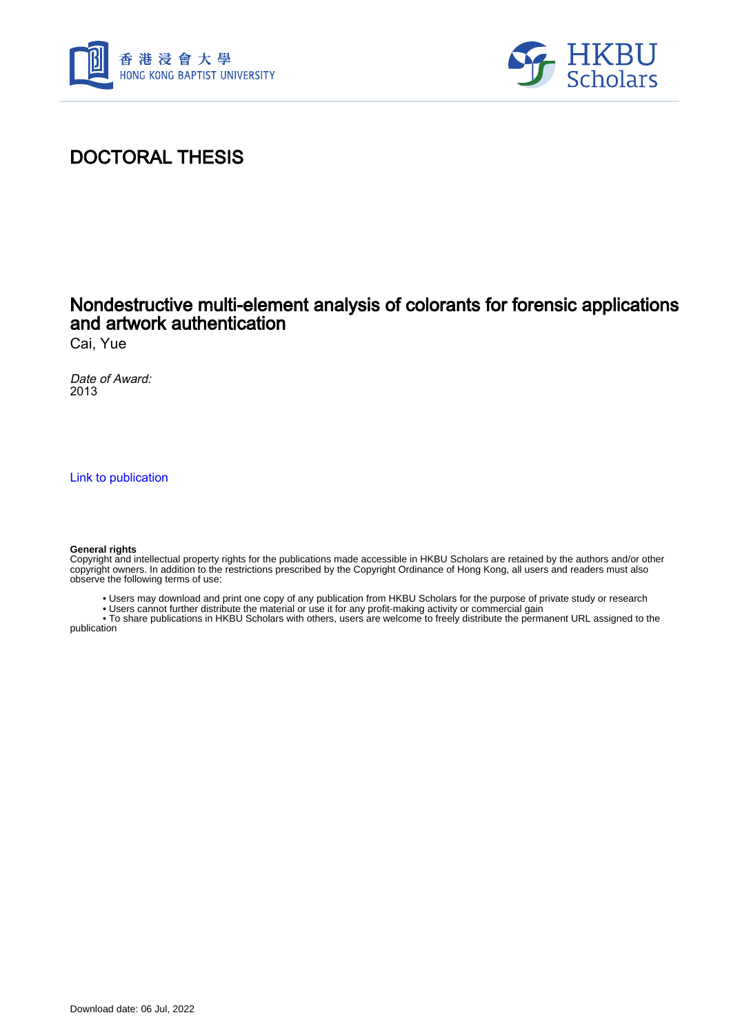# DOCTORAL THESIS

## Nondestructive multi-element analysis of colorants for forensic applications and artwork authentication

Cai, Yue

*Date of Award:*
2013

Link to publication

**General rights**
Copyright and intellectual property rights for the publications made accessible in HKBU Scholars are retained by the authors and/or other copyright owners. In addition to the restrictions prescribed by the Copyright Ordinance of Hong Kong, all users and readers must also observe the following terms of use:

- Users may download and print one copy of any publication from HKBU Scholars for the purpose of private study or research
- Users cannot further distribute the material or use it for any profit-making activity or commercial gain
- To share publications in HKBU Scholars with others, users are welcome to freely distribute the permanent URL assigned to the publication

Download date: 06 Jul, 2022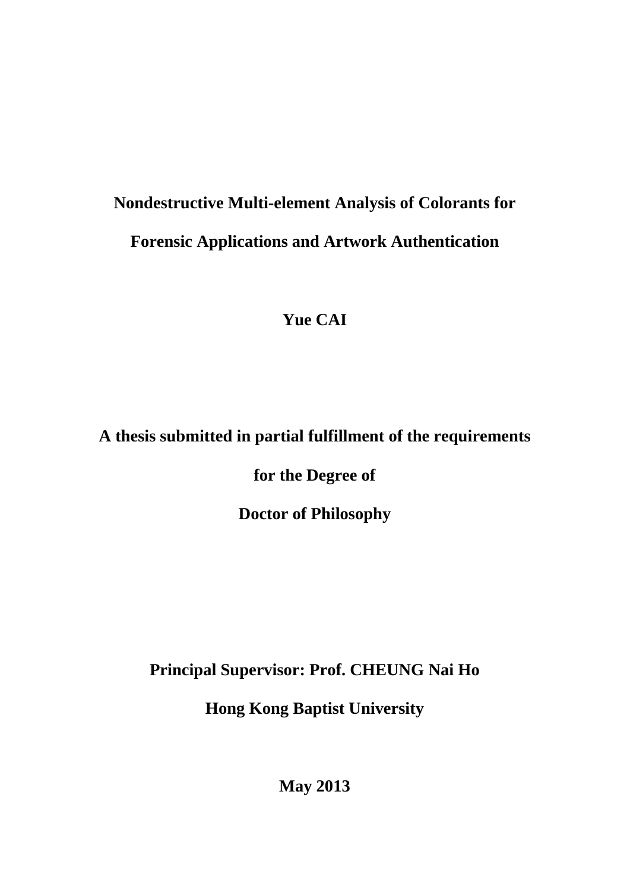# Nondestructive Multi-element Analysis of Colorants for Forensic Applications and Artwork Authentication

**Yue CAI**

**A thesis submitted in partial fulfillment of the requirements for the Degree of Doctor of Philosophy**

**Principal Supervisor: Prof. CHEUNG Nai Ho**

**Hong Kong Baptist University**

**May 2013**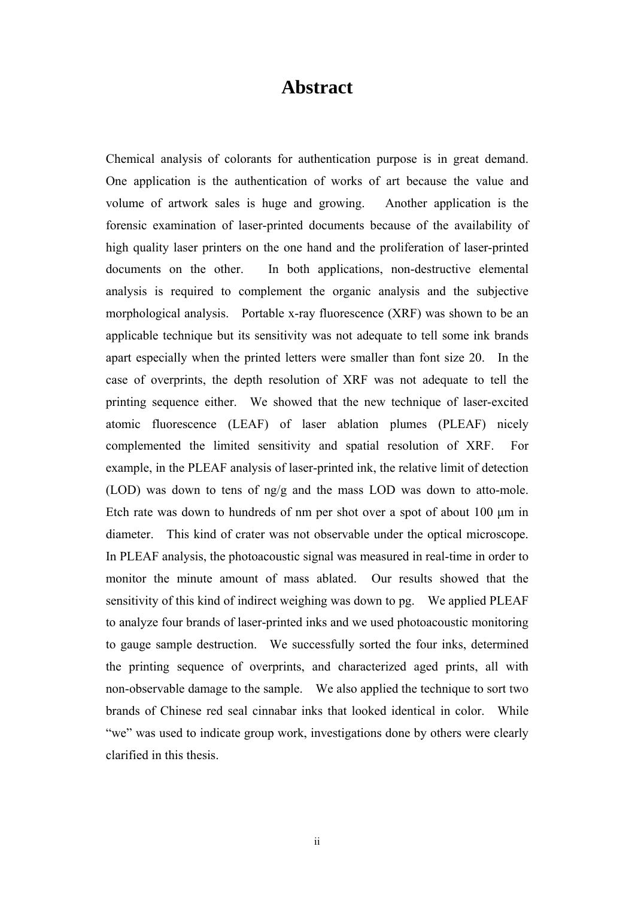# Abstract

Chemical analysis of colorants for authentication purpose is in great demand. One application is the authentication of works of art because the value and volume of artwork sales is huge and growing. Another application is the forensic examination of laser-printed documents because of the availability of high quality laser printers on the one hand and the proliferation of laser-printed documents on the other. In both applications, non-destructive elemental analysis is required to complement the organic analysis and the subjective morphological analysis. Portable x-ray fluorescence (XRF) was shown to be an applicable technique but its sensitivity was not adequate to tell some ink brands apart especially when the printed letters were smaller than font size 20. In the case of overprints, the depth resolution of XRF was not adequate to tell the printing sequence either. We showed that the new technique of laser-excited atomic fluorescence (LEAF) of laser ablation plumes (PLEAF) nicely complemented the limited sensitivity and spatial resolution of XRF. For example, in the PLEAF analysis of laser-printed ink, the relative limit of detection (LOD) was down to tens of ng/g and the mass LOD was down to atto-mole. Etch rate was down to hundreds of nm per shot over a spot of about 100 μm in diameter. This kind of crater was not observable under the optical microscope. In PLEAF analysis, the photoacoustic signal was measured in real-time in order to monitor the minute amount of mass ablated. Our results showed that the sensitivity of this kind of indirect weighing was down to pg. We applied PLEAF to analyze four brands of laser-printed inks and we used photoacoustic monitoring to gauge sample destruction. We successfully sorted the four inks, determined the printing sequence of overprints, and characterized aged prints, all with non-observable damage to the sample. We also applied the technique to sort two brands of Chinese red seal cinnabar inks that looked identical in color. While "we" was used to indicate group work, investigations done by others were clearly clarified in this thesis.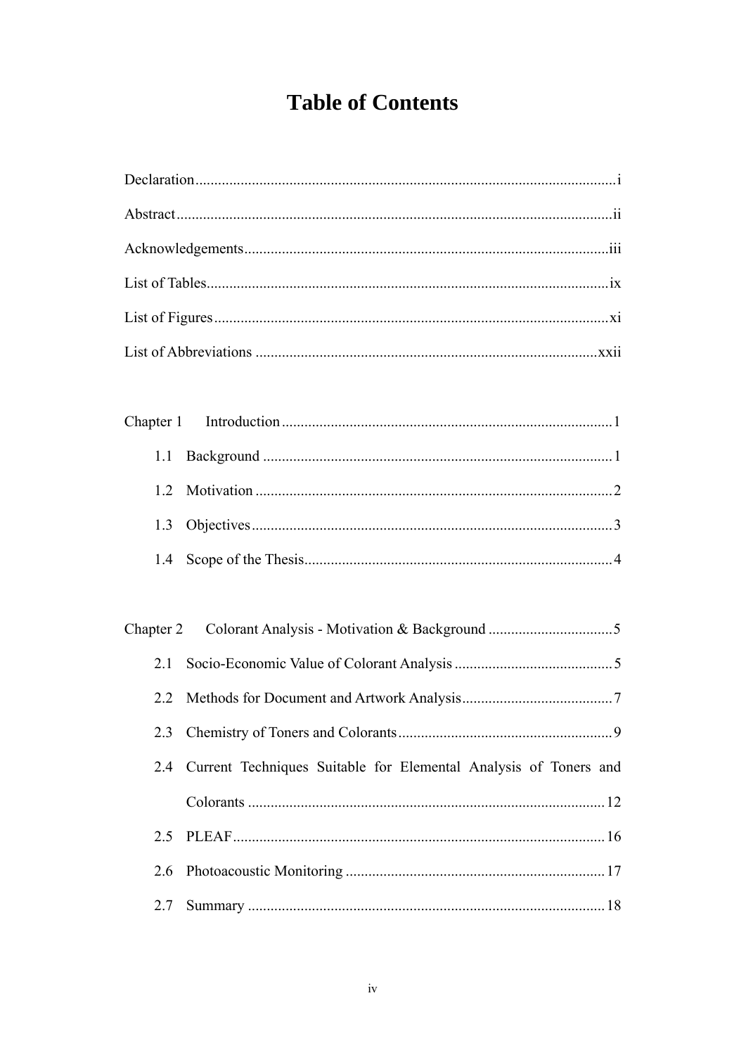# Table of Contents

Declaration....................................................................................................i

Abstract........................................................................................................ii

Acknowledgements.....................................................................................iii

List of Tables...............................................................................................ix

List of Figures..............................................................................................xi

List of Abbreviations ..................................................................................xxii

Chapter 1 Introduction.................................................................................1

1.1 Background .............................................................................................1

1.2 Motivation ...............................................................................................2

1.3 Objectives................................................................................................3

1.4 Scope of the Thesis..................................................................................4

Chapter 2 Colorant Analysis - Motivation & Background ..........................5

2.1 Socio-Economic Value of Colorant Analysis ..........................................5

2.2 Methods for Document and Artwork Analysis........................................7

2.3 Chemistry of Toners and Colorants.........................................................9

2.4 Current Techniques Suitable for Elemental Analysis of Toners and Colorants ...............................................................................................12

2.5 PLEAF...................................................................................................16

2.6 Photoacoustic Monitoring .....................................................................17

2.7 Summary ...............................................................................................18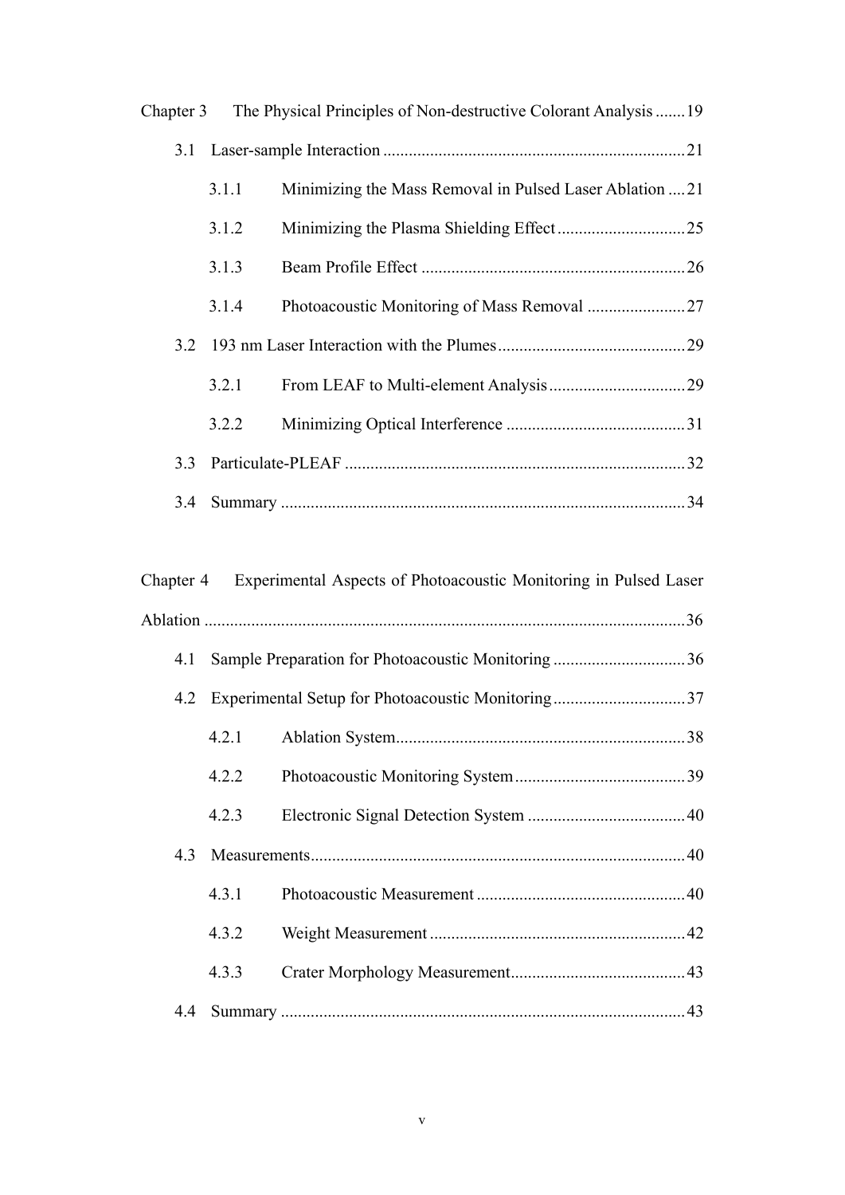Chapter 3 The Physical Principles of Non-destructive Colorant Analysis ....... 19

- 3.1 Laser-sample Interaction ....... 21
  - 3.1.1 Minimizing the Mass Removal in Pulsed Laser Ablation ....... 21
  - 3.1.2 Minimizing the Plasma Shielding Effect ....... 25
  - 3.1.3 Beam Profile Effect ....... 26
  - 3.1.4 Photoacoustic Monitoring of Mass Removal ....... 27
- 3.2 193 nm Laser Interaction with the Plumes ....... 29
  - 3.2.1 From LEAF to Multi-element Analysis ....... 29
  - 3.2.2 Minimizing Optical Interference ....... 31
- 3.3 Particulate-PLEAF ....... 32
- 3.4 Summary ....... 34

Chapter 4 Experimental Aspects of Photoacoustic Monitoring in Pulsed Laser Ablation ....... 36

- 4.1 Sample Preparation for Photoacoustic Monitoring ....... 36
- 4.2 Experimental Setup for Photoacoustic Monitoring ....... 37
  - 4.2.1 Ablation System ....... 38
  - 4.2.2 Photoacoustic Monitoring System ....... 39
  - 4.2.3 Electronic Signal Detection System ....... 40
- 4.3 Measurements ....... 40
  - 4.3.1 Photoacoustic Measurement ....... 40
  - 4.3.2 Weight Measurement ....... 42
  - 4.3.3 Crater Morphology Measurement ....... 43
- 4.4 Summary ....... 43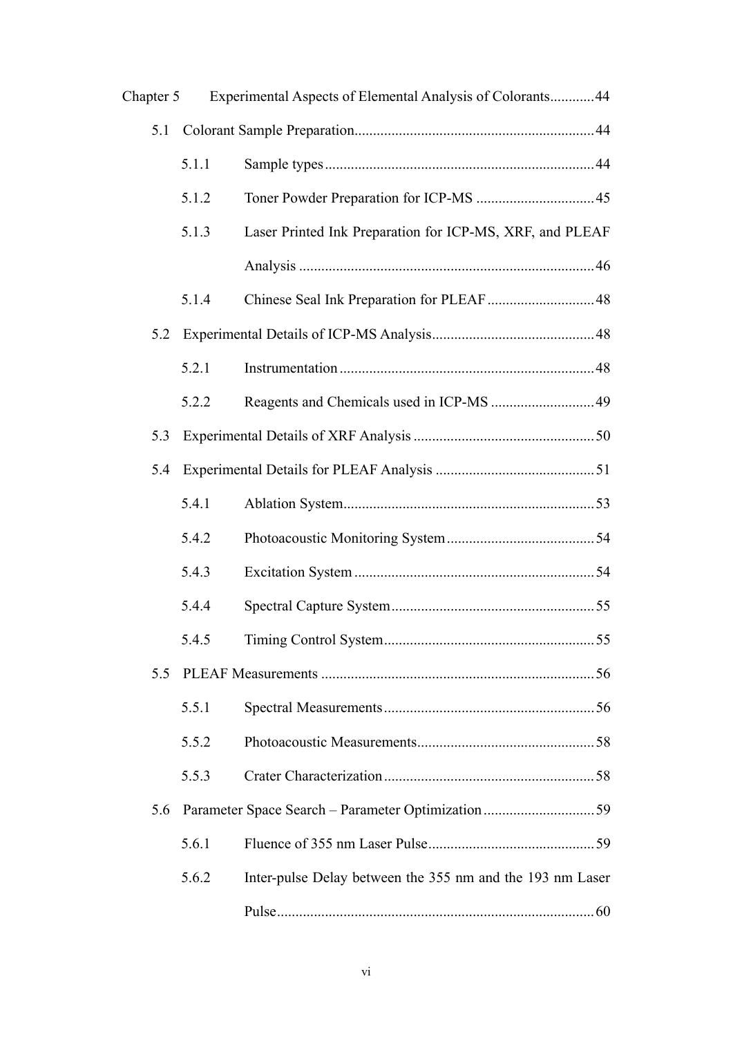Chapter 5 Experimental Aspects of Elemental Analysis of Colorants ............ 44

- 5.1 Colorant Sample Preparation ............ 44
  - 5.1.1 Sample types ............ 44
  - 5.1.2 Toner Powder Preparation for ICP-MS ............ 45
  - 5.1.3 Laser Printed Ink Preparation for ICP-MS, XRF, and PLEAF Analysis ............ 46
  - 5.1.4 Chinese Seal Ink Preparation for PLEAF ............ 48
- 5.2 Experimental Details of ICP-MS Analysis ............ 48
  - 5.2.1 Instrumentation ............ 48
  - 5.2.2 Reagents and Chemicals used in ICP-MS ............ 49
- 5.3 Experimental Details of XRF Analysis ............ 50
- 5.4 Experimental Details for PLEAF Analysis ............ 51
  - 5.4.1 Ablation System ............ 53
  - 5.4.2 Photoacoustic Monitoring System ............ 54
  - 5.4.3 Excitation System ............ 54
  - 5.4.4 Spectral Capture System ............ 55
  - 5.4.5 Timing Control System ............ 55
- 5.5 PLEAF Measurements ............ 56
  - 5.5.1 Spectral Measurements ............ 56
  - 5.5.2 Photoacoustic Measurements ............ 58
  - 5.5.3 Crater Characterization ............ 58
- 5.6 Parameter Space Search – Parameter Optimization ............ 59
  - 5.6.1 Fluence of 355 nm Laser Pulse ............ 59
  - 5.6.2 Inter-pulse Delay between the 355 nm and the 193 nm Laser Pulse ............ 60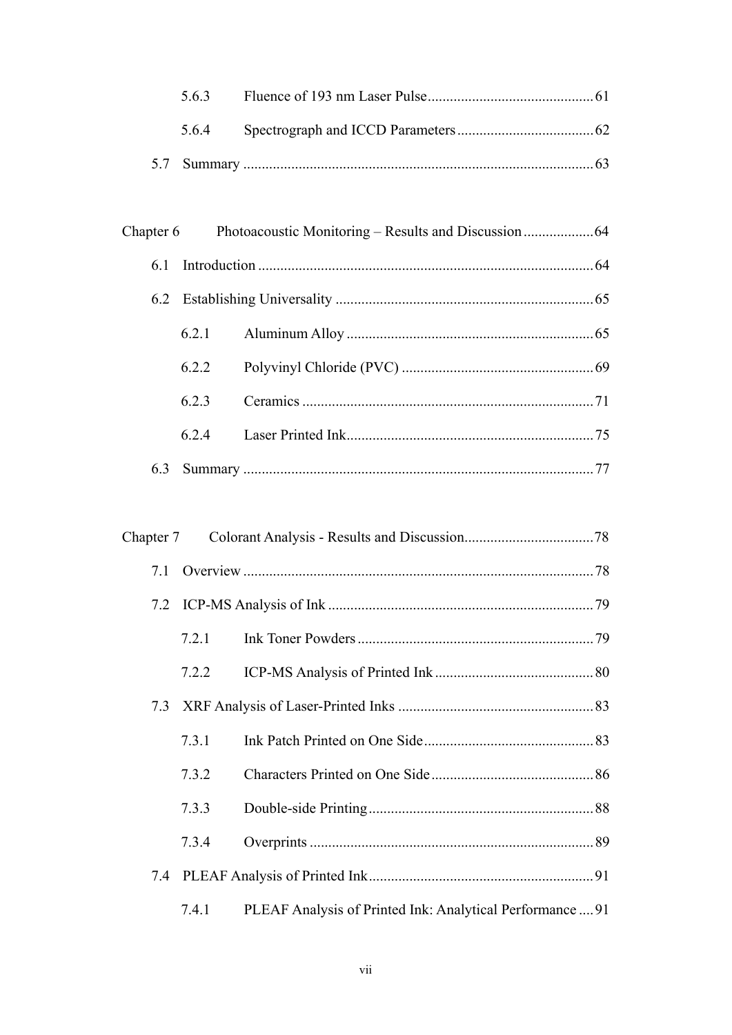5.6.3 Fluence of 193 nm Laser Pulse ............................................ 61

5.6.4 Spectrograph and ICCD Parameters ..................................... 62

5.7 Summary ............................................................................................ 63

Chapter 6 Photoacoustic Monitoring – Results and Discussion ................... 64

6.1 Introduction ........................................................................................ 64

6.2 Establishing Universality ...................................................................... 65

6.2.1 Aluminum Alloy ................................................................. 65

6.2.2 Polyvinyl Chloride (PVC) ..................................................... 69

6.2.3 Ceramics ........................................................................... 71

6.2.4 Laser Printed Ink ................................................................. 75

6.3 Summary ............................................................................................ 77

Chapter 7 Colorant Analysis - Results and Discussion ................................. 78

7.1 Overview ............................................................................................ 78

7.2 ICP-MS Analysis of Ink ........................................................................ 79

7.2.1 Ink Toner Powders ............................................................... 79

7.2.2 ICP-MS Analysis of Printed Ink ........................................... 80

7.3 XRF Analysis of Laser-Printed Inks ..................................................... 83

7.3.1 Ink Patch Printed on One Side ............................................. 83

7.3.2 Characters Printed on One Side ............................................ 86

7.3.3 Double-side Printing ............................................................ 88

7.3.4 Overprints .......................................................................... 89

7.4 PLEAF Analysis of Printed Ink ............................................................ 91

7.4.1 PLEAF Analysis of Printed Ink: Analytical Performance .... 91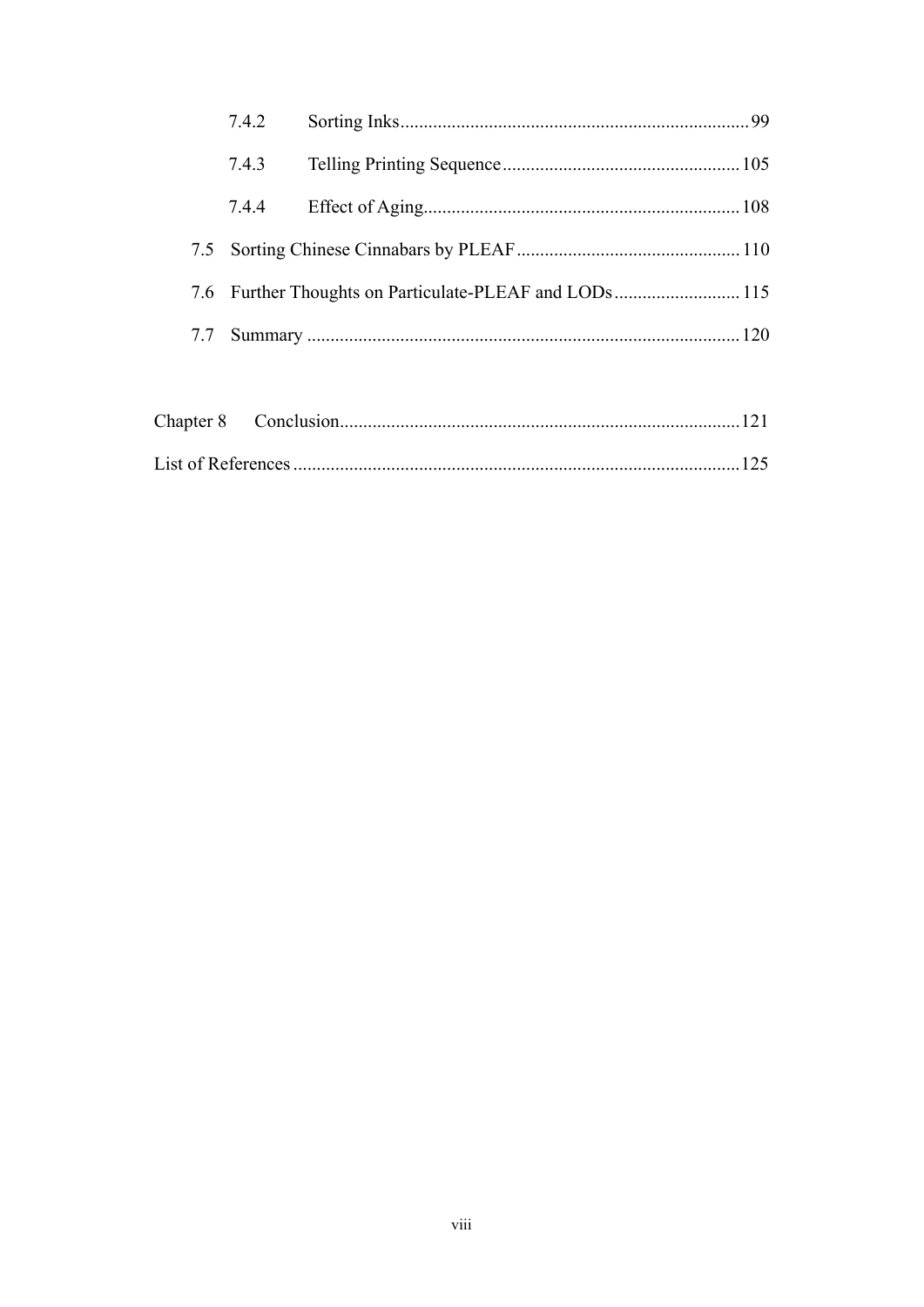7.4.2 Sorting Inks....................................................................... 99

7.4.3 Telling Printing Sequence.................................................. 105

7.4.4 Effect of Aging................................................................... 108

7.5 Sorting Chinese Cinnabars by PLEAF............................................... 110

7.6 Further Thoughts on Particulate-PLEAF and LODs........................... 115

7.7 Summary ........................................................................................... 120

Chapter 8 Conclusion..................................................................................... 121

List of References ............................................................................................... 125